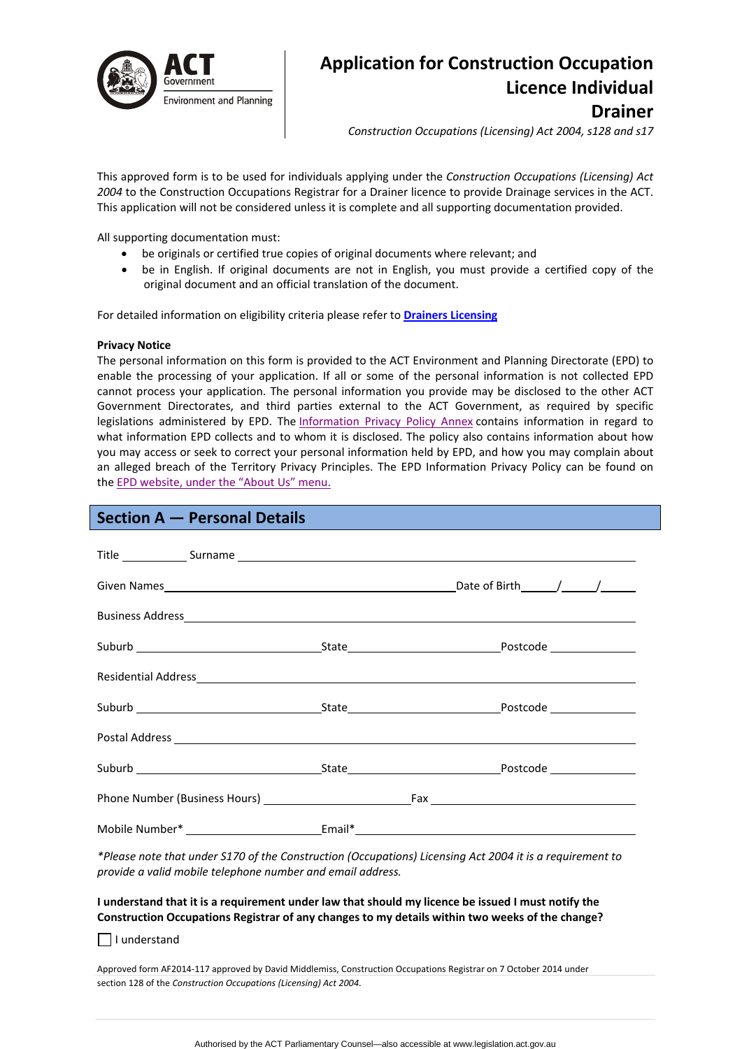ACT Government

Environment and Planning

# Application for Construction Occupation Licence Individual Drainer

*Construction Occupations (Licensing) Act 2004, s128 and s17*

This approved form is to be used for individuals applying under the *Construction Occupations (Licensing) Act 2004* to the Construction Occupations Registrar for a Drainer licence to provide Drainage services in the ACT. This application will not be considered unless it is complete and all supporting documentation provided.

All supporting documentation must:

- be originals or certified true copies of original documents where relevant; and
- be in English. If original documents are not in English, you must provide a certified copy of the original document and an official translation of the document.

For detailed information on eligibility criteria please refer to **Drainers Licensing**

**Privacy Notice**

The personal information on this form is provided to the ACT Environment and Planning Directorate (EPD) to enable the processing of your application. If all or some of the personal information is not collected EPD cannot process your application. The personal information you provide may be disclosed to the other ACT Government Directorates, and third parties external to the ACT Government, as required by specific legislations administered by EPD. The Information Privacy Policy Annex contains information in regard to what information EPD collects and to whom it is disclosed. The policy also contains information about how you may access or seek to correct your personal information held by EPD, and how you may complain about an alleged breach of the Territory Privacy Principles. The EPD Information Privacy Policy can be found on the EPD website, under the "About Us" menu.

## Section A — Personal Details

Title __________ Surname ______________________________________________

Given Names ______________________________________ Date of Birth _____/_____/_____

Business Address ______________________________________________________

Suburb ________________________ State ____________________ Postcode ____________

Residential Address ____________________________________________________

Suburb ________________________ State ____________________ Postcode ____________

Postal Address ________________________________________________________

Suburb ________________________ State ____________________ Postcode ____________

Phone Number (Business Hours) ____________________ Fax ________________________

Mobile Number* ____________________ Email* ______________________________________

*\*Please note that under S170 of the Construction (Occupations) Licensing Act 2004 it is a requirement to provide a valid mobile telephone number and email address.*

**I understand that it is a requirement under law that should my licence be issued I must notify the Construction Occupations Registrar of any changes to my details within two weeks of the change?**

☐ I understand

Approved form AF2014-117 approved by David Middlemiss, Construction Occupations Registrar on 7 October 2014 under section 128 of the *Construction Occupations (Licensing) Act 2004*.

Authorised by the ACT Parliamentary Counsel—also accessible at www.legislation.act.gov.au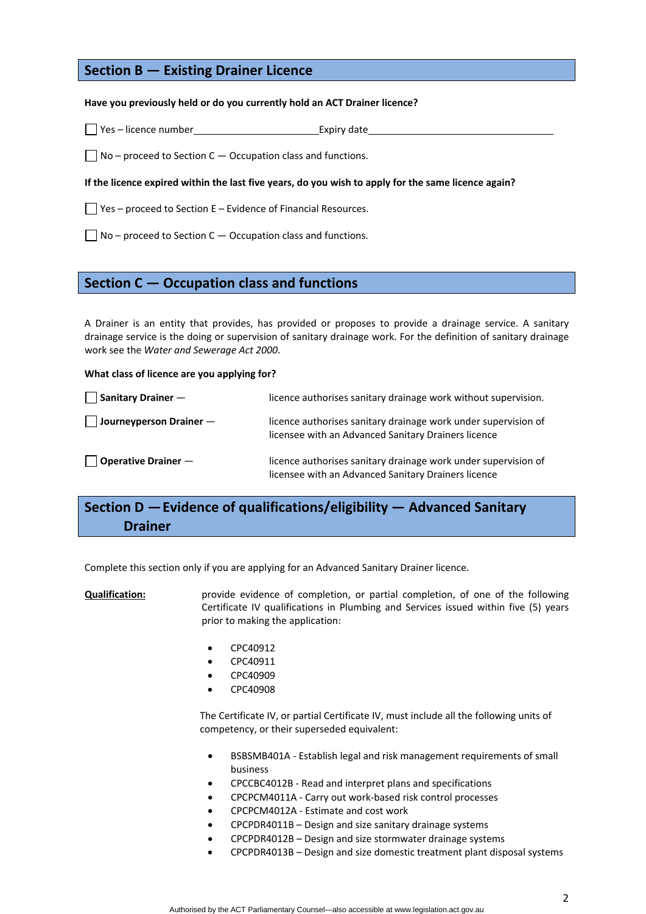## Section B — Existing Drainer Licence

**Have you previously held or do you currently hold an ACT Drainer licence?**

☐ Yes – licence number\_\_\_\_\_\_\_\_\_\_\_\_\_\_\_\_\_\_\_\_\_\_\_\_Expiry date\_\_\_\_\_\_\_\_\_\_\_\_\_\_\_\_\_\_\_\_\_\_\_\_\_\_\_\_\_\_\_\_\_\_\_\_\_\_\_

☐ No – proceed to Section C — Occupation class and functions.

**If the licence expired within the last five years, do you wish to apply for the same licence again?**

☐ Yes – proceed to Section E – Evidence of Financial Resources.

☐ No – proceed to Section C — Occupation class and functions.

## Section C — Occupation class and functions

A Drainer is an entity that provides, has provided or proposes to provide a drainage service. A sanitary drainage service is the doing or supervision of sanitary drainage work. For the definition of sanitary drainage work see the *Water and Sewerage Act 2000*.

**What class of licence are you applying for?**

☐ **Sanitary Drainer** — licence authorises sanitary drainage work without supervision.

☐ **Journeyperson Drainer** — licence authorises sanitary drainage work under supervision of licensee with an Advanced Sanitary Drainers licence

☐ **Operative Drainer** — licence authorises sanitary drainage work under supervision of licensee with an Advanced Sanitary Drainers licence

## Section D — Evidence of qualifications/eligibility — Advanced Sanitary Drainer

Complete this section only if you are applying for an Advanced Sanitary Drainer licence.

**<u>Qualification:</u>** provide evidence of completion, or partial completion, of one of the following Certificate IV qualifications in Plumbing and Services issued within five (5) years prior to making the application:

- CPC40912
- CPC40911
- CPC40909
- CPC40908

The Certificate IV, or partial Certificate IV, must include all the following units of competency, or their superseded equivalent:

- BSBSMB401A - Establish legal and risk management requirements of small business
- CPCCBC4012B - Read and interpret plans and specifications
- CPCPCM4011A - Carry out work-based risk control processes
- CPCPCM4012A - Estimate and cost work
- CPCPDR4011B – Design and size sanitary drainage systems
- CPCPDR4012B – Design and size stormwater drainage systems
- CPCPDR4013B – Design and size domestic treatment plant disposal systems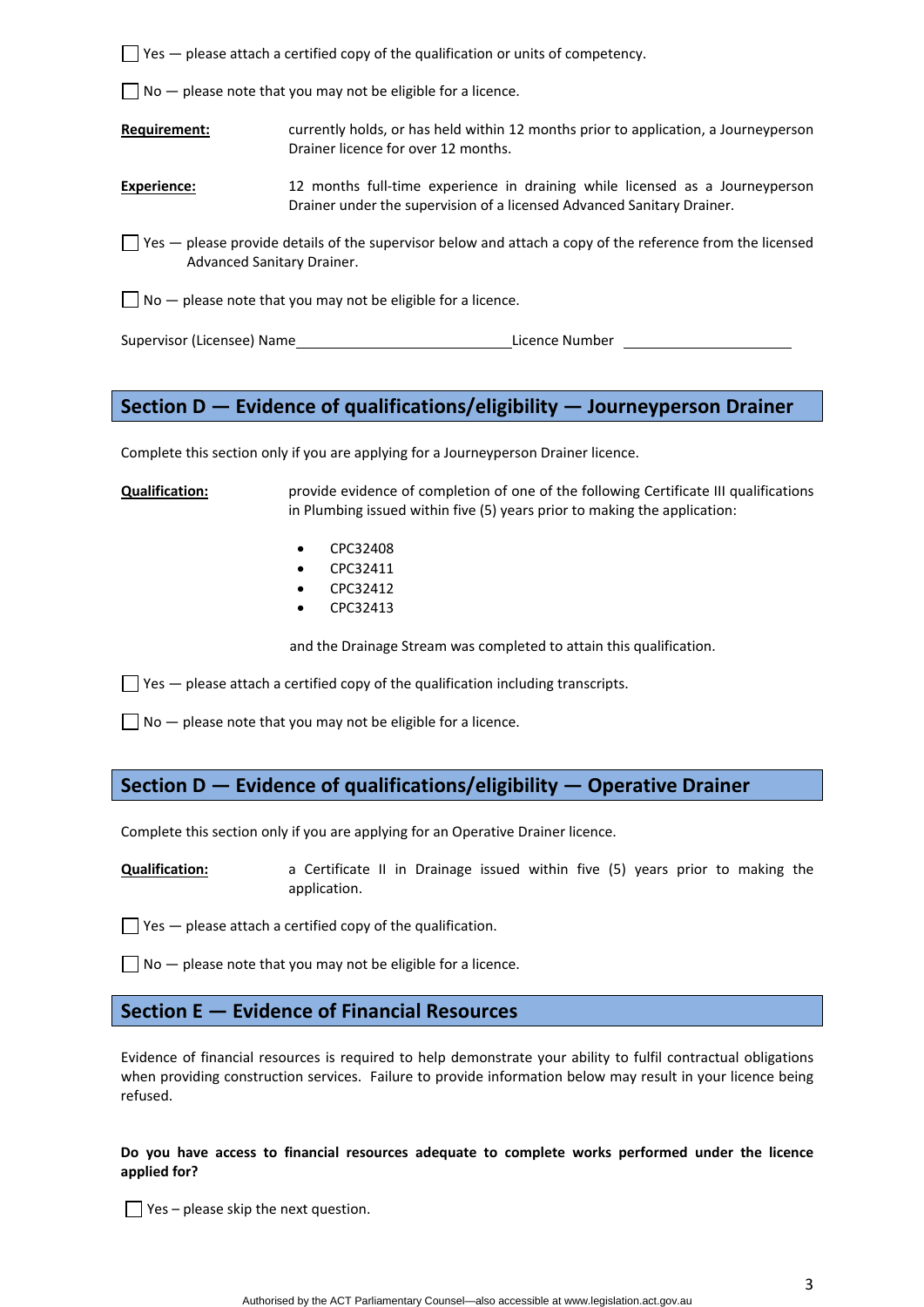☐ Yes — please attach a certified copy of the qualification or units of competency.

☐ No — please note that you may not be eligible for a licence.

**Requirement:** currently holds, or has held within 12 months prior to application, a Journeyperson Drainer licence for over 12 months.

**Experience:** 12 months full-time experience in draining while licensed as a Journeyperson Drainer under the supervision of a licensed Advanced Sanitary Drainer.

☐ Yes — please provide details of the supervisor below and attach a copy of the reference from the licensed Advanced Sanitary Drainer.

☐ No — please note that you may not be eligible for a licence.

Supervisor (Licensee) Name ______________________ Licence Number ______________________

## Section D — Evidence of qualifications/eligibility — Journeyperson Drainer

Complete this section only if you are applying for a Journeyperson Drainer licence.

**Qualification:** provide evidence of completion of one of the following Certificate III qualifications in Plumbing issued within five (5) years prior to making the application:

- CPC32408
- CPC32411
- CPC32412
- CPC32413

and the Drainage Stream was completed to attain this qualification.

☐ Yes — please attach a certified copy of the qualification including transcripts.

☐ No — please note that you may not be eligible for a licence.

## Section D — Evidence of qualifications/eligibility — Operative Drainer

Complete this section only if you are applying for an Operative Drainer licence.

**Qualification:** a Certificate II in Drainage issued within five (5) years prior to making the application.

☐ Yes — please attach a certified copy of the qualification.

☐ No — please note that you may not be eligible for a licence.

## Section E — Evidence of Financial Resources

Evidence of financial resources is required to help demonstrate your ability to fulfil contractual obligations when providing construction services. Failure to provide information below may result in your licence being refused.

**Do you have access to financial resources adequate to complete works performed under the licence applied for?**

☐ Yes – please skip the next question.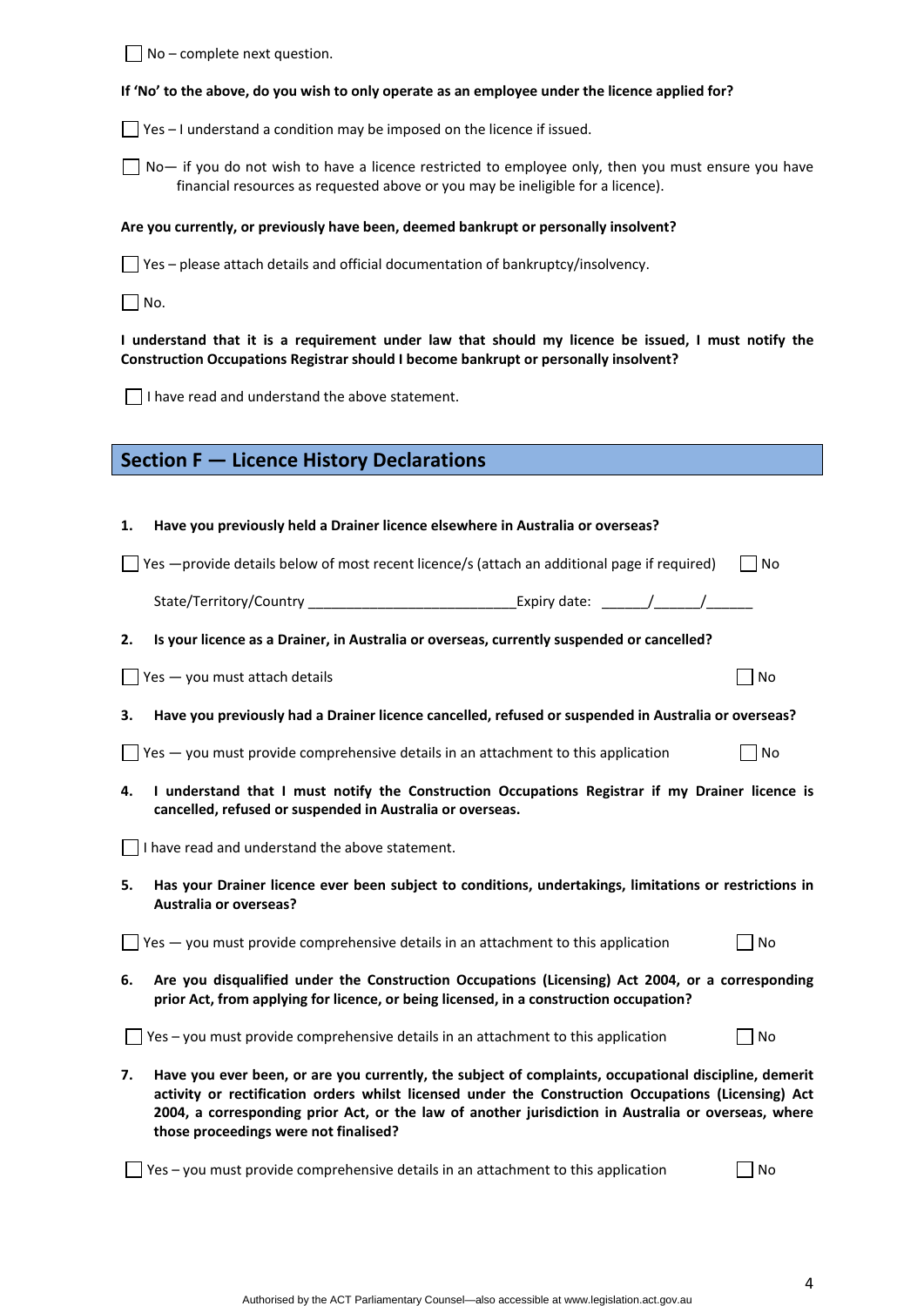☐ No – complete next question.

**If 'No' to the above, do you wish to only operate as an employee under the licence applied for?**

☐ Yes – I understand a condition may be imposed on the licence if issued.

☐ No— if you do not wish to have a licence restricted to employee only, then you must ensure you have financial resources as requested above or you may be ineligible for a licence).

**Are you currently, or previously have been, deemed bankrupt or personally insolvent?**

☐ Yes – please attach details and official documentation of bankruptcy/insolvency.

☐ No.

**I understand that it is a requirement under law that should my licence be issued, I must notify the Construction Occupations Registrar should I become bankrupt or personally insolvent?**

☐ I have read and understand the above statement.

## Section F — Licence History Declarations

**1. Have you previously held a Drainer licence elsewhere in Australia or overseas?**

☐ Yes —provide details below of most recent licence/s (attach an additional page if required) ☐ No

State/Territory/Country ___________________________ Expiry date: ______/______/______

**2. Is your licence as a Drainer, in Australia or overseas, currently suspended or cancelled?**

☐ Yes — you must attach details ☐ No

**3. Have you previously had a Drainer licence cancelled, refused or suspended in Australia or overseas?**

☐ Yes — you must provide comprehensive details in an attachment to this application ☐ No

**4. I understand that I must notify the Construction Occupations Registrar if my Drainer licence is cancelled, refused or suspended in Australia or overseas.**

☐ I have read and understand the above statement.

**5. Has your Drainer licence ever been subject to conditions, undertakings, limitations or restrictions in Australia or overseas?**

☐ Yes — you must provide comprehensive details in an attachment to this application ☐ No

**6. Are you disqualified under the Construction Occupations (Licensing) Act 2004, or a corresponding prior Act, from applying for licence, or being licensed, in a construction occupation?**

☐ Yes – you must provide comprehensive details in an attachment to this application ☐ No

**7. Have you ever been, or are you currently, the subject of complaints, occupational discipline, demerit activity or rectification orders whilst licensed under the Construction Occupations (Licensing) Act 2004, a corresponding prior Act, or the law of another jurisdiction in Australia or overseas, where those proceedings were not finalised?**

☐ Yes – you must provide comprehensive details in an attachment to this application ☐ No

Authorised by the ACT Parliamentary Counsel—also accessible at www.legislation.act.gov.au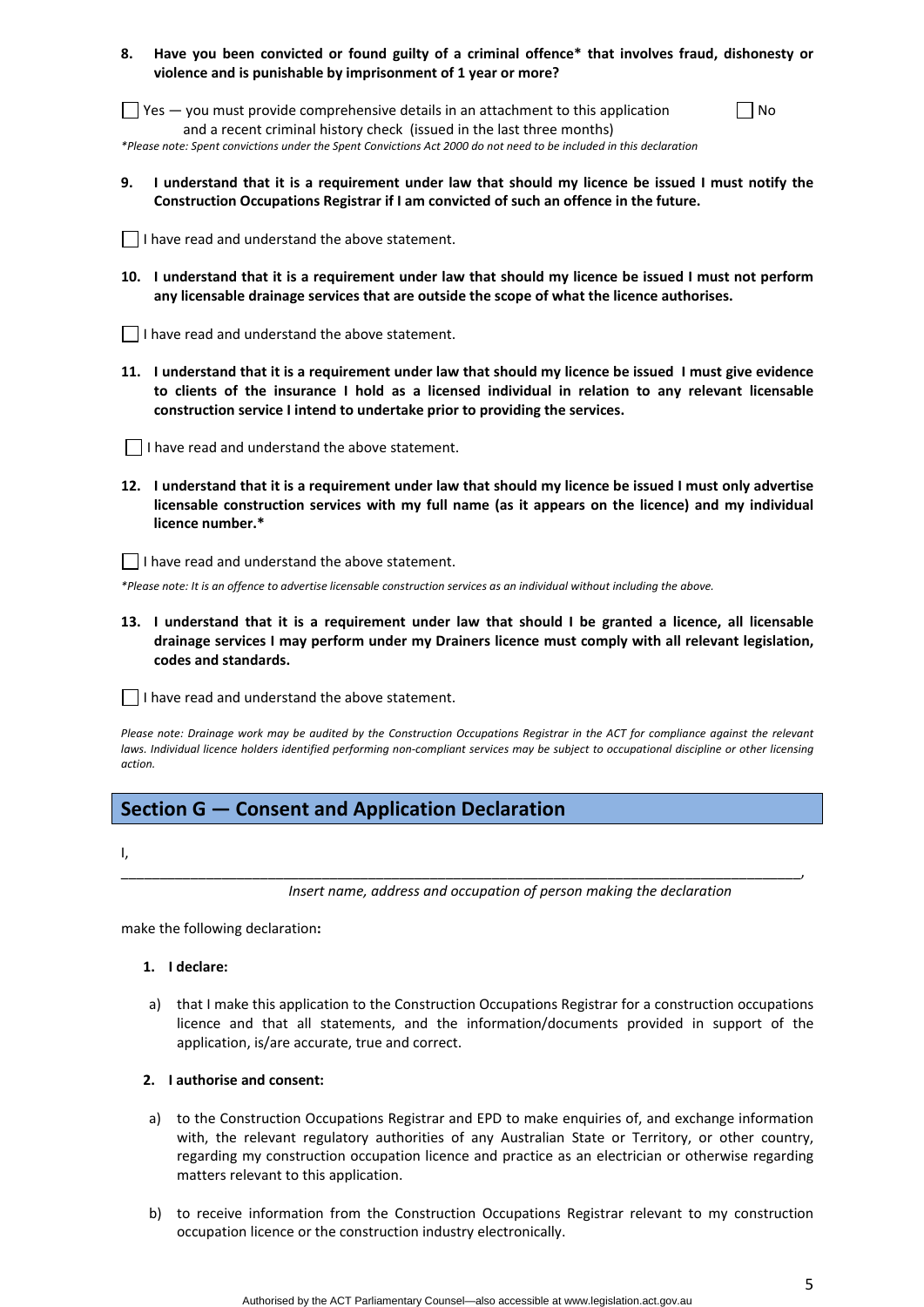**8. Have you been convicted or found guilty of a criminal offence\* that involves fraud, dishonesty or violence and is punishable by imprisonment of 1 year or more?**

☐ Yes — you must provide comprehensive details in an attachment to this application and a recent criminal history check (issued in the last three months) ☐ No

*\*Please note: Spent convictions under the Spent Convictions Act 2000 do not need to be included in this declaration*

**9. I understand that it is a requirement under law that should my licence be issued I must notify the Construction Occupations Registrar if I am convicted of such an offence in the future.**

☐ I have read and understand the above statement.

**10. I understand that it is a requirement under law that should my licence be issued I must not perform any licensable drainage services that are outside the scope of what the licence authorises.**

☐ I have read and understand the above statement.

**11. I understand that it is a requirement under law that should my licence be issued I must give evidence to clients of the insurance I hold as a licensed individual in relation to any relevant licensable construction service I intend to undertake prior to providing the services.**

☐ I have read and understand the above statement.

**12. I understand that it is a requirement under law that should my licence be issued I must only advertise licensable construction services with my full name (as it appears on the licence) and my individual licence number.\***

☐ I have read and understand the above statement.

*\*Please note: It is an offence to advertise licensable construction services as an individual without including the above.*

**13. I understand that it is a requirement under law that should I be granted a licence, all licensable drainage services I may perform under my Drainers licence must comply with all relevant legislation, codes and standards.**

☐ I have read and understand the above statement.

*Please note: Drainage work may be audited by the Construction Occupations Registrar in the ACT for compliance against the relevant laws. Individual licence holders identified performing non-compliant services may be subject to occupational discipline or other licensing action.*

## Section G — Consent and Application Declaration

I,

______________________________________________________________________________________,

*Insert name, address and occupation of person making the declaration*

make the following declaration**:**

1. **I declare:**

   a) that I make this application to the Construction Occupations Registrar for a construction occupations licence and that all statements, and the information/documents provided in support of the application, is/are accurate, true and correct.

2. **I authorise and consent:**

   a) to the Construction Occupations Registrar and EPD to make enquiries of, and exchange information with, the relevant regulatory authorities of any Australian State or Territory, or other country, regarding my construction occupation licence and practice as an electrician or otherwise regarding matters relevant to this application.

   b) to receive information from the Construction Occupations Registrar relevant to my construction occupation licence or the construction industry electronically.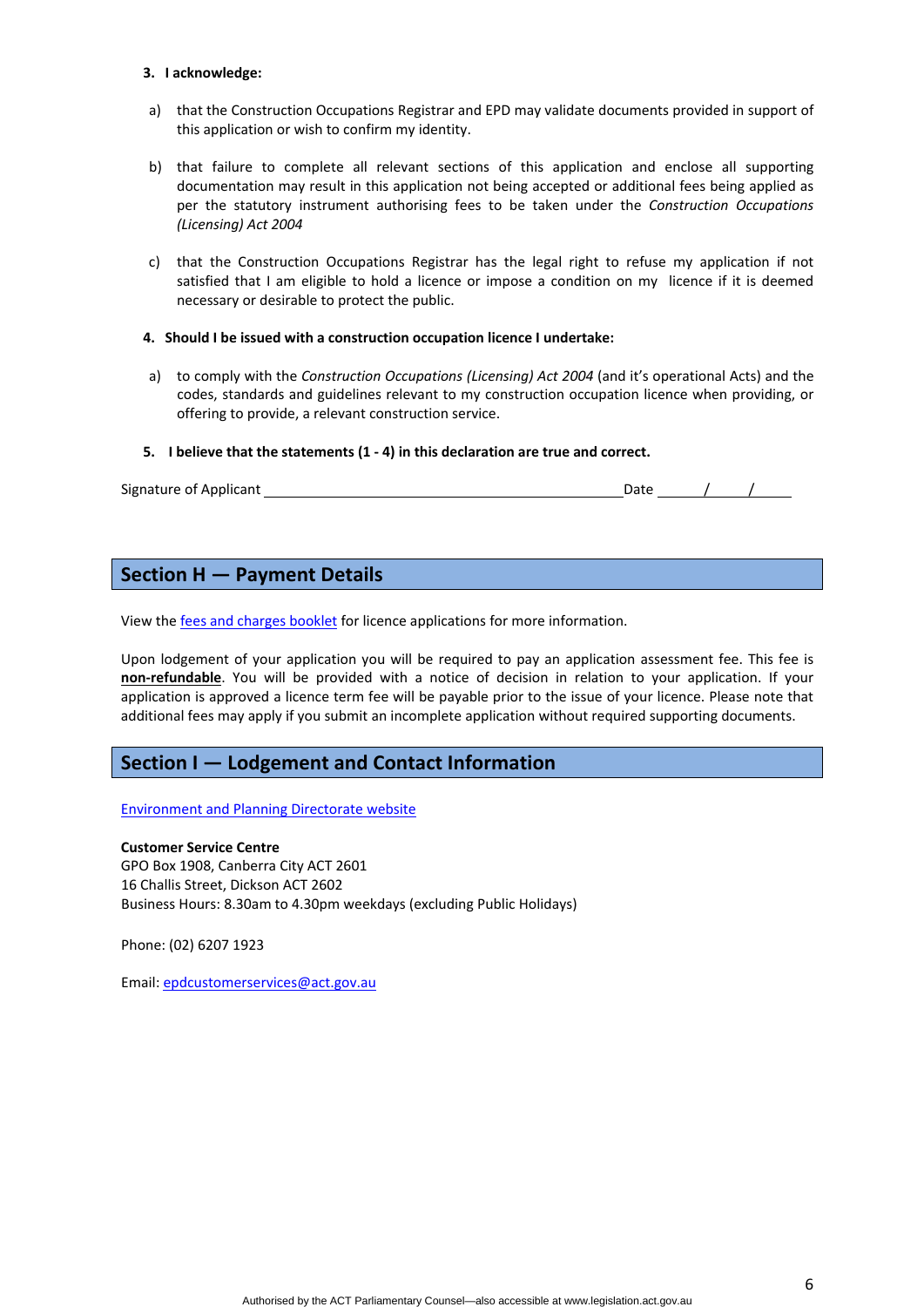**3. I acknowledge:**

a) that the Construction Occupations Registrar and EPD may validate documents provided in support of this application or wish to confirm my identity.

b) that failure to complete all relevant sections of this application and enclose all supporting documentation may result in this application not being accepted or additional fees being applied as per the statutory instrument authorising fees to be taken under the *Construction Occupations (Licensing) Act 2004*

c) that the Construction Occupations Registrar has the legal right to refuse my application if not satisfied that I am eligible to hold a licence or impose a condition on my licence if it is deemed necessary or desirable to protect the public.

**4. Should I be issued with a construction occupation licence I undertake:**

a) to comply with the *Construction Occupations (Licensing) Act 2004* (and it's operational Acts) and the codes, standards and guidelines relevant to my construction occupation licence when providing, or offering to provide, a relevant construction service.

**5. I believe that the statements (1 - 4) in this declaration are true and correct.**

Signature of Applicant ______________________________ Date ____/____/____

## Section H — Payment Details

View the fees and charges booklet for licence applications for more information.

Upon lodgement of your application you will be required to pay an application assessment fee. This fee is **non-refundable**. You will be provided with a notice of decision in relation to your application. If your application is approved a licence term fee will be payable prior to the issue of your licence. Please note that additional fees may apply if you submit an incomplete application without required supporting documents.

## Section I — Lodgement and Contact Information

Environment and Planning Directorate website

**Customer Service Centre**
GPO Box 1908, Canberra City ACT 2601
16 Challis Street, Dickson ACT 2602
Business Hours: 8.30am to 4.30pm weekdays (excluding Public Holidays)

Phone: (02) 6207 1923

Email: epdcustomerservices@act.gov.au